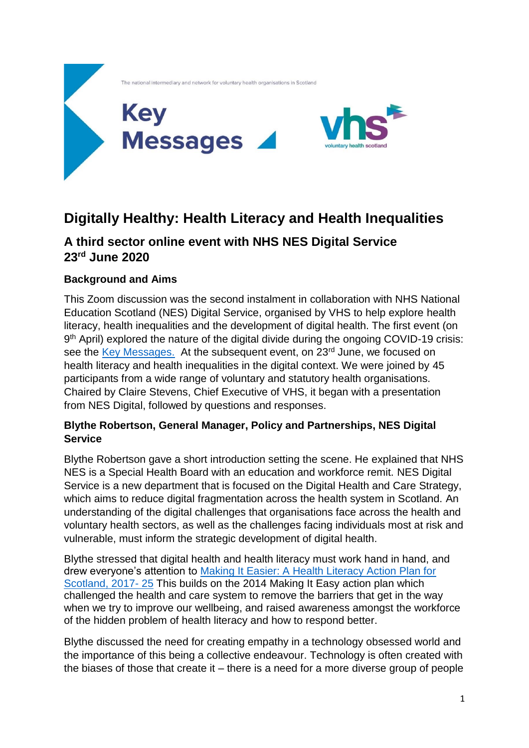The national intermediary and network for voluntary health organisations in Scotland

# Key Messages

# Digitally Healthy: Health Literacy and Health Inequalities

## A third sector online event with NHS NES Digital Service 23rd June 2020

### Background and Aims

This Zoom discussion was the second instalment in collaboration with NHS National Education Scotland (NES) Digital Service, organised by VHS to help explore health literacy, health inequalities and the development of digital health. The first event (on 9th April) explored the nature of the digital divide during the ongoing COVID-19 crisis: see the Key Messages. At the subsequent event, on 23rd June, we focused on health literacy and health inequalities in the digital context. We were joined by 45 participants from a wide range of voluntary and statutory health organisations. Chaired by Claire Stevens, Chief Executive of VHS, it began with a presentation from NES Digital, followed by questions and responses.

### Blythe Robertson, General Manager, Policy and Partnerships, NES Digital Service

Blythe Robertson gave a short introduction setting the scene. He explained that NHS NES is a Special Health Board with an education and workforce remit. NES Digital Service is a new department that is focused on the Digital Health and Care Strategy, which aims to reduce digital fragmentation across the health system in Scotland. An understanding of the digital challenges that organisations face across the health and voluntary health sectors, as well as the challenges facing individuals most at risk and vulnerable, must inform the strategic development of digital health.

Blythe stressed that digital health and health literacy must work hand in hand, and drew everyone's attention to Making It Easier: A Health Literacy Action Plan for Scotland, 2017- 25 This builds on the 2014 Making It Easy action plan which challenged the health and care system to remove the barriers that get in the way when we try to improve our wellbeing, and raised awareness amongst the workforce of the hidden problem of health literacy and how to respond better.

Blythe discussed the need for creating empathy in a technology obsessed world and the importance of this being a collective endeavour. Technology is often created with the biases of those that create it – there is a need for a more diverse group of people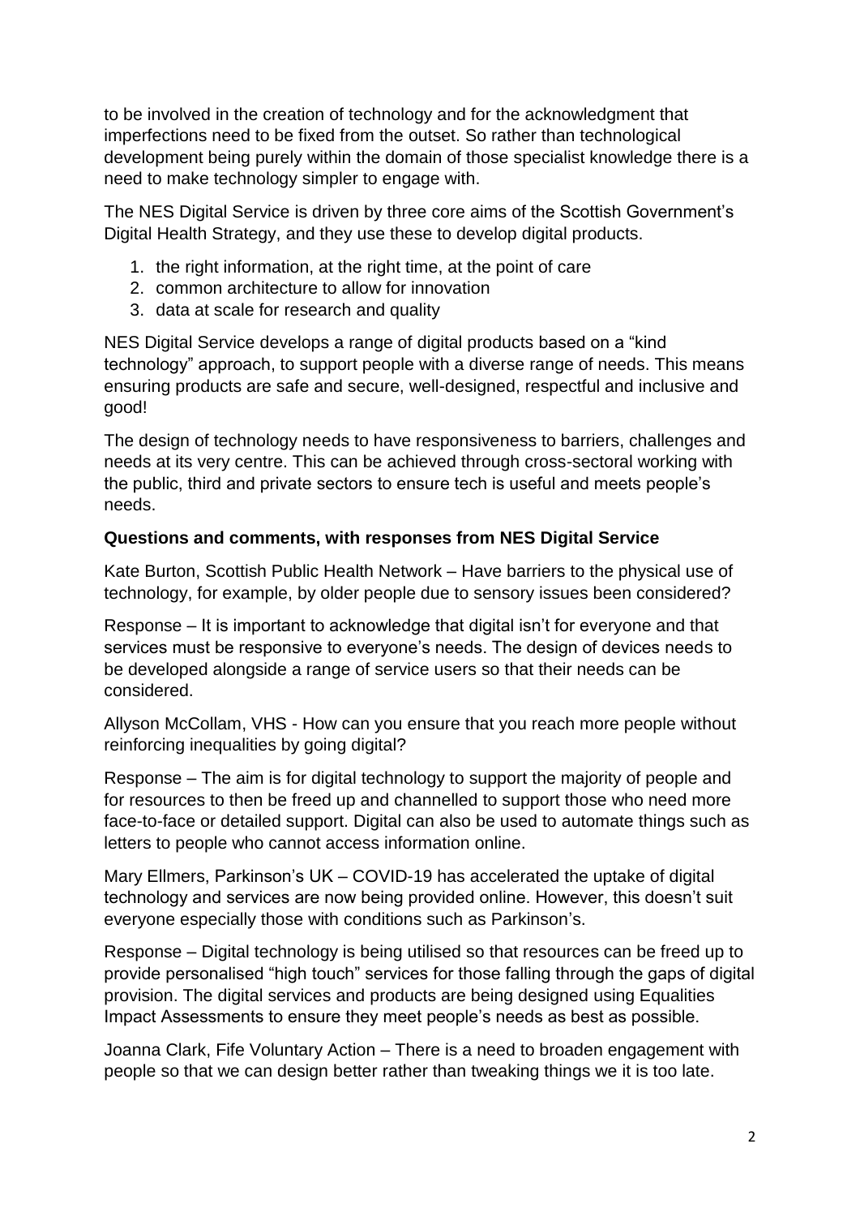to be involved in the creation of technology and for the acknowledgment that imperfections need to be fixed from the outset. So rather than technological development being purely within the domain of those specialist knowledge there is a need to make technology simpler to engage with.

The NES Digital Service is driven by three core aims of the Scottish Government's Digital Health Strategy, and they use these to develop digital products.

1. the right information, at the right time, at the point of care
2. common architecture to allow for innovation
3. data at scale for research and quality

NES Digital Service develops a range of digital products based on a "kind technology" approach, to support people with a diverse range of needs. This means ensuring products are safe and secure, well-designed, respectful and inclusive and good!

The design of technology needs to have responsiveness to barriers, challenges and needs at its very centre. This can be achieved through cross-sectoral working with the public, third and private sectors to ensure tech is useful and meets people's needs.

**Questions and comments, with responses from NES Digital Service**

Kate Burton, Scottish Public Health Network – Have barriers to the physical use of technology, for example, by older people due to sensory issues been considered?

Response – It is important to acknowledge that digital isn't for everyone and that services must be responsive to everyone's needs. The design of devices needs to be developed alongside a range of service users so that their needs can be considered.

Allyson McCollam, VHS - How can you ensure that you reach more people without reinforcing inequalities by going digital?

Response – The aim is for digital technology to support the majority of people and for resources to then be freed up and channelled to support those who need more face-to-face or detailed support. Digital can also be used to automate things such as letters to people who cannot access information online.

Mary Ellmers, Parkinson's UK – COVID-19 has accelerated the uptake of digital technology and services are now being provided online. However, this doesn't suit everyone especially those with conditions such as Parkinson's.

Response – Digital technology is being utilised so that resources can be freed up to provide personalised "high touch" services for those falling through the gaps of digital provision. The digital services and products are being designed using Equalities Impact Assessments to ensure they meet people's needs as best as possible.

Joanna Clark, Fife Voluntary Action – There is a need to broaden engagement with people so that we can design better rather than tweaking things we it is too late.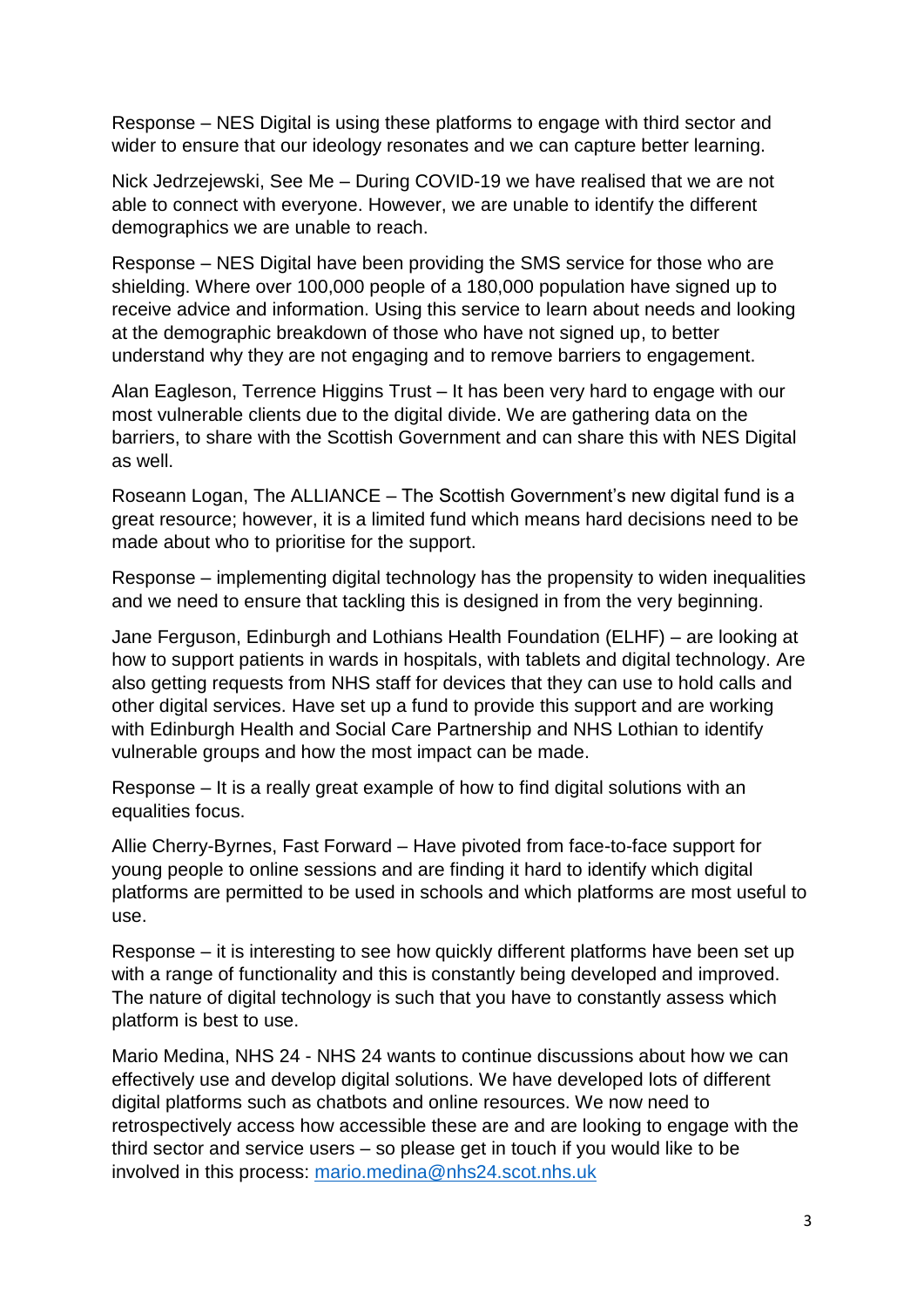Response – NES Digital is using these platforms to engage with third sector and wider to ensure that our ideology resonates and we can capture better learning.

Nick Jedrzejewski, See Me – During COVID-19 we have realised that we are not able to connect with everyone. However, we are unable to identify the different demographics we are unable to reach.

Response – NES Digital have been providing the SMS service for those who are shielding. Where over 100,000 people of a 180,000 population have signed up to receive advice and information. Using this service to learn about needs and looking at the demographic breakdown of those who have not signed up, to better understand why they are not engaging and to remove barriers to engagement.

Alan Eagleson, Terrence Higgins Trust – It has been very hard to engage with our most vulnerable clients due to the digital divide. We are gathering data on the barriers, to share with the Scottish Government and can share this with NES Digital as well.

Roseann Logan, The ALLIANCE – The Scottish Government's new digital fund is a great resource; however, it is a limited fund which means hard decisions need to be made about who to prioritise for the support.

Response – implementing digital technology has the propensity to widen inequalities and we need to ensure that tackling this is designed in from the very beginning.

Jane Ferguson, Edinburgh and Lothians Health Foundation (ELHF) – are looking at how to support patients in wards in hospitals, with tablets and digital technology. Are also getting requests from NHS staff for devices that they can use to hold calls and other digital services. Have set up a fund to provide this support and are working with Edinburgh Health and Social Care Partnership and NHS Lothian to identify vulnerable groups and how the most impact can be made.

Response – It is a really great example of how to find digital solutions with an equalities focus.

Allie Cherry-Byrnes, Fast Forward – Have pivoted from face-to-face support for young people to online sessions and are finding it hard to identify which digital platforms are permitted to be used in schools and which platforms are most useful to use.

Response – it is interesting to see how quickly different platforms have been set up with a range of functionality and this is constantly being developed and improved. The nature of digital technology is such that you have to constantly assess which platform is best to use.

Mario Medina, NHS 24 - NHS 24 wants to continue discussions about how we can effectively use and develop digital solutions. We have developed lots of different digital platforms such as chatbots and online resources. We now need to retrospectively access how accessible these are and are looking to engage with the third sector and service users – so please get in touch if you would like to be involved in this process: mario.medina@nhs24.scot.nhs.uk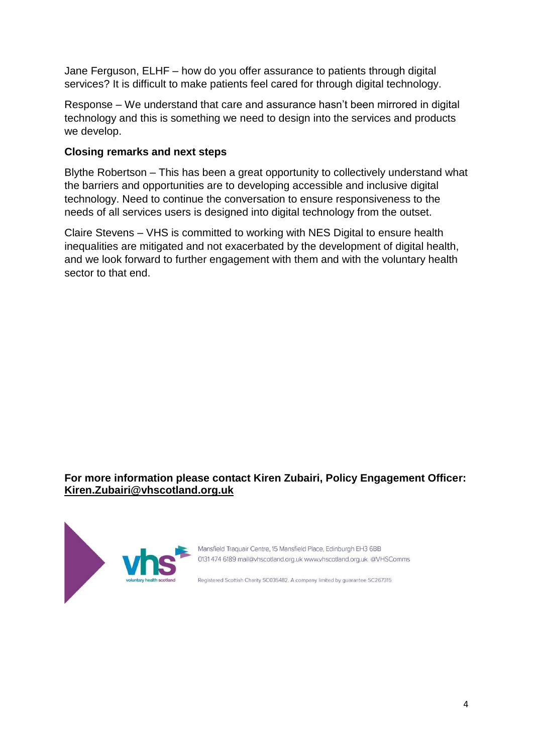Jane Ferguson, ELHF – how do you offer assurance to patients through digital services? It is difficult to make patients feel cared for through digital technology.

Response – We understand that care and assurance hasn't been mirrored in digital technology and this is something we need to design into the services and products we develop.

**Closing remarks and next steps**

Blythe Robertson – This has been a great opportunity to collectively understand what the barriers and opportunities are to developing accessible and inclusive digital technology. Need to continue the conversation to ensure responsiveness to the needs of all services users is designed into digital technology from the outset.

Claire Stevens – VHS is committed to working with NES Digital to ensure health inequalities are mitigated and not exacerbated by the development of digital health, and we look forward to further engagement with them and with the voluntary health sector to that end.

**For more information please contact Kiren Zubairi, Policy Engagement Officer: Kiren.Zubairi@vhscotland.org.uk**

vhs voluntary health scotland

Mansfield Traquair Centre, 15 Mansfield Place, Edinburgh EH3 6BB
0131 474 6189 mail@vhscotland.org.uk www.vhscotland.org.uk @VHSComms

Registered Scottish Charity SC035482. A company limited by guarantee SC267315